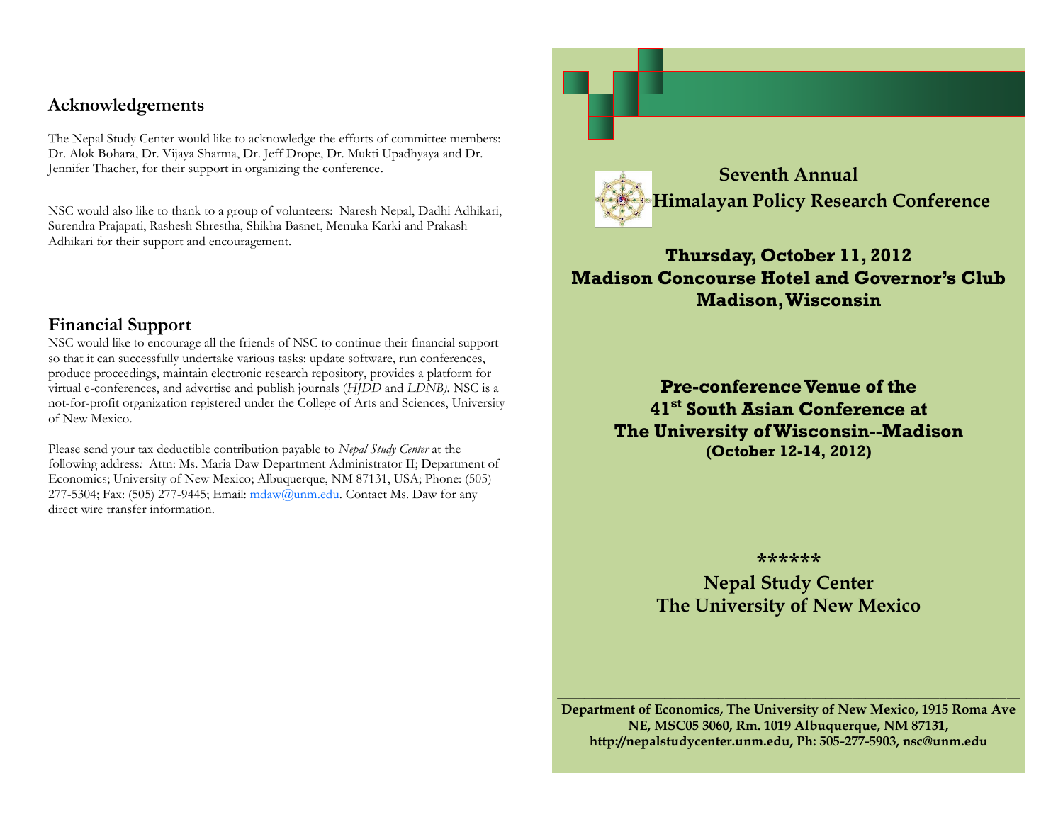## Acknowledgements

The Nepal Study Center would like to acknowledge the efforts of committee members: Dr. Alok Bohara, Dr. Vijaya Sharma, Dr. Jeff Drope, Dr. Mukti Upadhyaya and Dr. Jennifer Thacher, for their support in organizing the conference.

NSC would also like to thank to a group of volunteers: Naresh Nepal, Dadhi Adhikari, Surendra Prajapati, Rashesh Shrestha, Shikha Basnet, Menuka Karki and Prakash Adhikari for their support and encouragement.

## Financial Support

NSC would like to encourage all the friends of NSC to continue their financial support so that it can successfully undertake various tasks: update software, run conferences, produce proceedings, maintain electronic research repository, provides a platform for virtual e-conferences, and advertise and publish journals (*HJDD* and *LDNB).* NSC is a not-for-profit organization registered under the College of Arts and Sciences, University of New Mexico.

Please send your tax deductible contribution payable to *Nepal Study Center* at the following address*:* Attn: Ms. Maria Daw Department Administrator II; Department of Economics; University of New Mexico; Albuquerque, NM 87131, USA; Phone: (505) 277-5304; Fax: (505) 277-9445; Email: mdaw@unm.edu. Contact Ms. Daw for any direct wire transfer information.

# Seventh Annual Himalayan Policy Research Conference

**Thursday, October 11, 2012**
**Madison Concourse Hotel and Governor's Club**
**Madison, Wisconsin**

**Pre-conference Venue of the**
**41st South Asian Conference at**
**The University of Wisconsin--Madison**
**(October 12-14, 2012)**

******

**Nepal Study Center**
**The University of New Mexico**

**Department of Economics, The University of New Mexico, 1915 Roma Ave NE, MSC05 3060, Rm. 1019 Albuquerque, NM 87131, http://nepalstudycenter.unm.edu, Ph: 505-277-5903, nsc@unm.edu**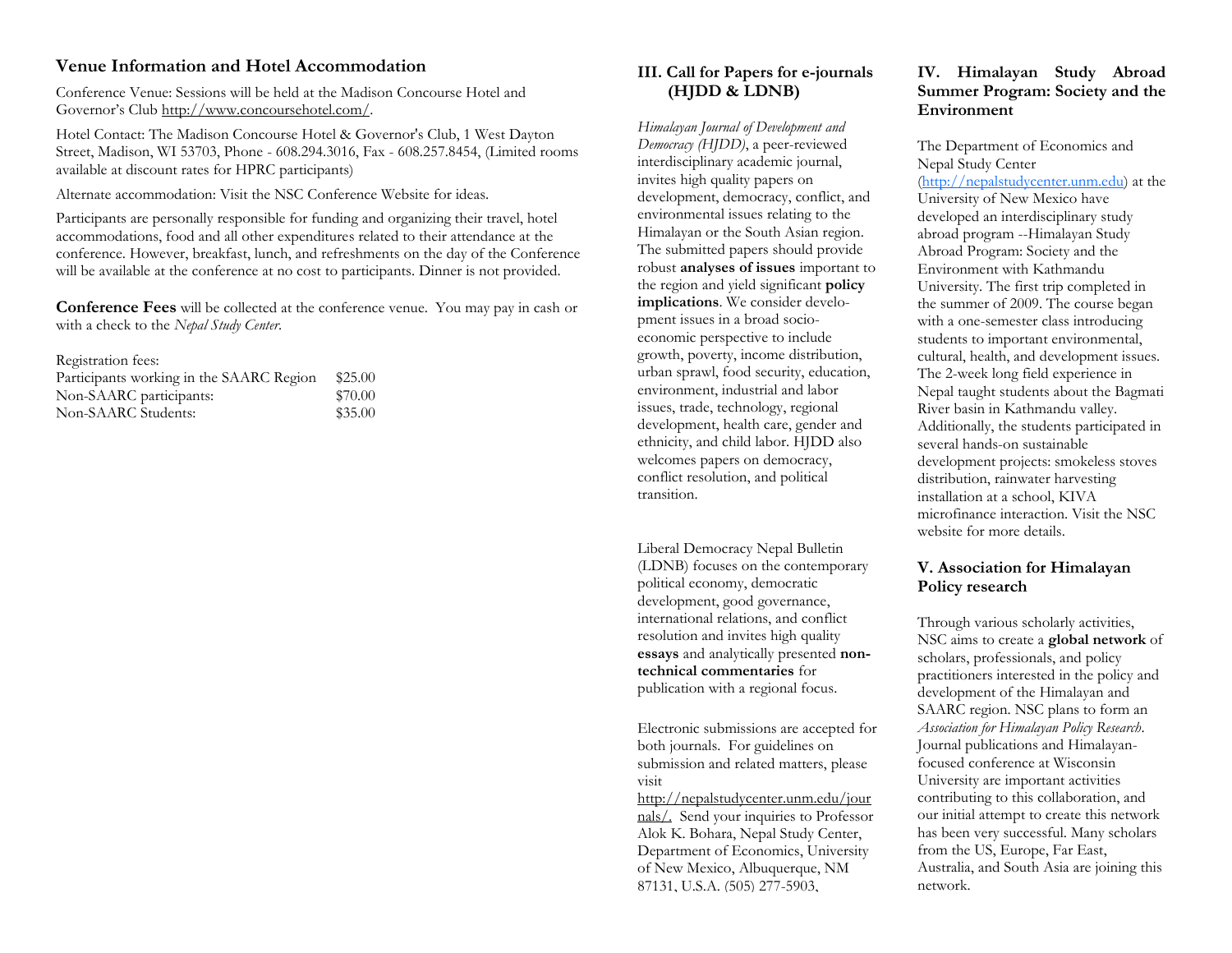## Venue Information and Hotel Accommodation

Conference Venue: Sessions will be held at the Madison Concourse Hotel and Governor's Club http://www.concoursehotel.com/.

Hotel Contact: The Madison Concourse Hotel & Governor's Club, 1 West Dayton Street, Madison, WI 53703, Phone - 608.294.3016, Fax - 608.257.8454, (Limited rooms available at discount rates for HPRC participants)

Alternate accommodation: Visit the NSC Conference Website for ideas.

Participants are personally responsible for funding and organizing their travel, hotel accommodations, food and all other expenditures related to their attendance at the conference. However, breakfast, lunch, and refreshments on the day of the Conference will be available at the conference at no cost to participants. Dinner is not provided.

**Conference Fees** will be collected at the conference venue. You may pay in cash or with a check to the *Nepal Study Center*.

Registration fees:

| | |
|---|---|
| Participants working in the SAARC Region | $25.00 |
| Non-SAARC participants: | $70.00 |
| Non-SAARC Students: | $35.00 |

## III. Call for Papers for e-journals (HJDD & LDNB)

*Himalayan Journal of Development and Democracy (HJDD)*, a peer-reviewed interdisciplinary academic journal, invites high quality papers on development, democracy, conflict, and environmental issues relating to the Himalayan or the South Asian region. The submitted papers should provide robust **analyses of issues** important to the region and yield significant **policy implications**. We consider development issues in a broad socio-economic perspective to include growth, poverty, income distribution, urban sprawl, food security, education, environment, industrial and labor issues, trade, technology, regional development, health care, gender and ethnicity, and child labor. HJDD also welcomes papers on democracy, conflict resolution, and political transition.

Liberal Democracy Nepal Bulletin (LDNB) focuses on the contemporary political economy, democratic development, good governance, international relations, and conflict resolution and invites high quality **essays** and analytically presented **non-technical commentaries** for publication with a regional focus.

Electronic submissions are accepted for both journals. For guidelines on submission and related matters, please visit http://nepalstudycenter.unm.edu/journals/. Send your inquiries to Professor Alok K. Bohara, Nepal Study Center, Department of Economics, University of New Mexico, Albuquerque, NM 87131, U.S.A. (505) 277-5903,

## IV. Himalayan Study Abroad Summer Program: Society and the Environment

The Department of Economics and Nepal Study Center (http://nepalstudycenter.unm.edu) at the University of New Mexico have developed an interdisciplinary study abroad program --Himalayan Study Abroad Program: Society and the Environment with Kathmandu University. The first trip completed in the summer of 2009. The course began with a one-semester class introducing students to important environmental, cultural, health, and development issues. The 2-week long field experience in Nepal taught students about the Bagmati River basin in Kathmandu valley. Additionally, the students participated in several hands-on sustainable development projects: smokeless stoves distribution, rainwater harvesting installation at a school, KIVA microfinance interaction. Visit the NSC website for more details.

## V. Association for Himalayan Policy research

Through various scholarly activities, NSC aims to create a **global network** of scholars, professionals, and policy practitioners interested in the policy and development of the Himalayan and SAARC region. NSC plans to form an *Association for Himalayan Policy Research*. Journal publications and Himalayan-focused conference at Wisconsin University are important activities contributing to this collaboration, and our initial attempt to create this network has been very successful. Many scholars from the US, Europe, Far East, Australia, and South Asia are joining this network.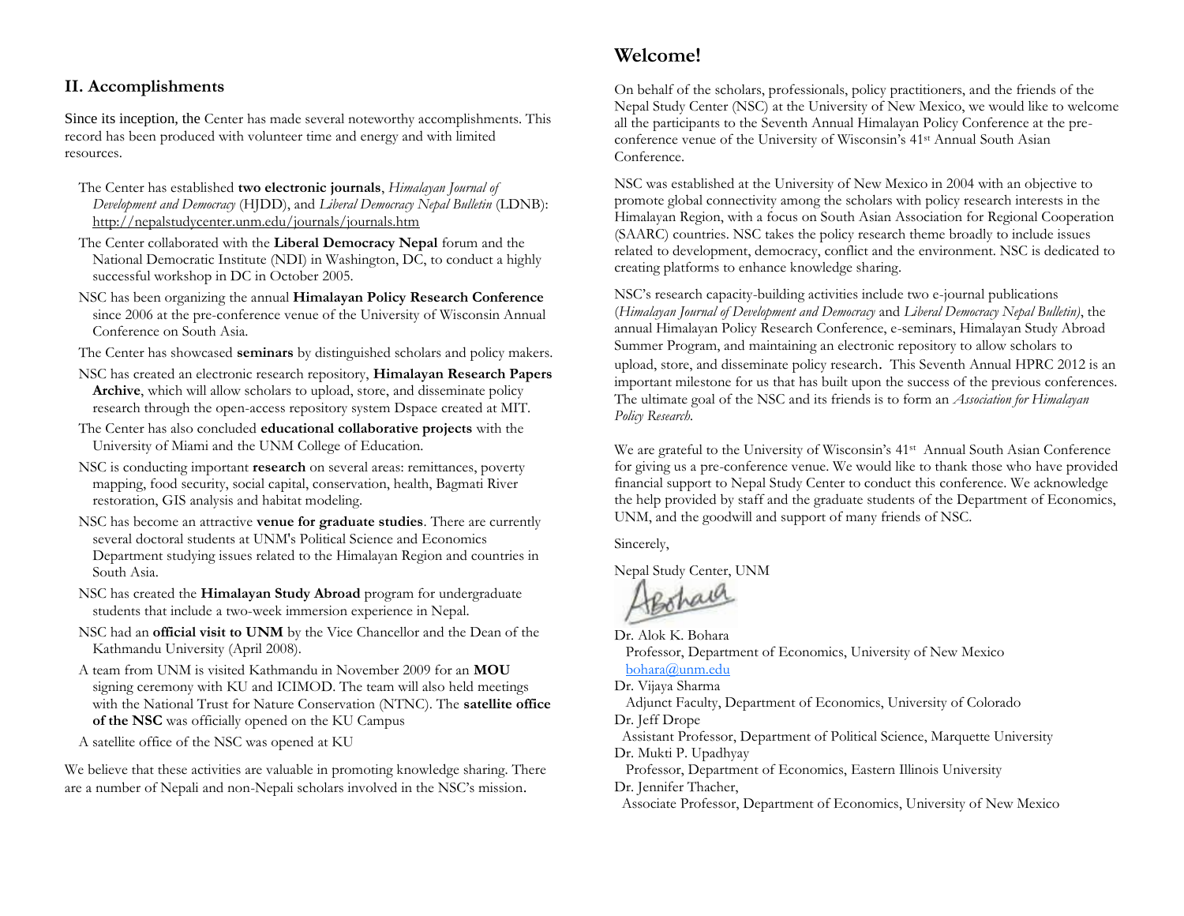## II. Accomplishments

Since its inception, the Center has made several noteworthy accomplishments. This record has been produced with volunteer time and energy and with limited resources.

- The Center has established **two electronic journals**, *Himalayan Journal of Development and Democracy* (HJDD), and *Liberal Democracy Nepal Bulletin* (LDNB): http://nepalstudycenter.unm.edu/journals/journals.htm
- The Center collaborated with the **Liberal Democracy Nepal** forum and the National Democratic Institute (NDI) in Washington, DC, to conduct a highly successful workshop in DC in October 2005.
- NSC has been organizing the annual **Himalayan Policy Research Conference** since 2006 at the pre-conference venue of the University of Wisconsin Annual Conference on South Asia.
- The Center has showcased **seminars** by distinguished scholars and policy makers.
- NSC has created an electronic research repository, **Himalayan Research Papers Archive**, which will allow scholars to upload, store, and disseminate policy research through the open-access repository system Dspace created at MIT.
- The Center has also concluded **educational collaborative projects** with the University of Miami and the UNM College of Education.
- NSC is conducting important **research** on several areas: remittances, poverty mapping, food security, social capital, conservation, health, Bagmati River restoration, GIS analysis and habitat modeling.
- NSC has become an attractive **venue for graduate studies**. There are currently several doctoral students at UNM's Political Science and Economics Department studying issues related to the Himalayan Region and countries in South Asia.
- NSC has created the **Himalayan Study Abroad** program for undergraduate students that include a two-week immersion experience in Nepal.
- NSC had an **official visit to UNM** by the Vice Chancellor and the Dean of the Kathmandu University (April 2008).
- A team from UNM is visited Kathmandu in November 2009 for an **MOU** signing ceremony with KU and ICIMOD. The team will also held meetings with the National Trust for Nature Conservation (NTNC). The **satellite office of the NSC** was officially opened on the KU Campus
- A satellite office of the NSC was opened at KU

We believe that these activities are valuable in promoting knowledge sharing. There are a number of Nepali and non-Nepali scholars involved in the NSC's mission.

## Welcome!

On behalf of the scholars, professionals, policy practitioners, and the friends of the Nepal Study Center (NSC) at the University of New Mexico, we would like to welcome all the participants to the Seventh Annual Himalayan Policy Conference at the pre-conference venue of the University of Wisconsin's 41st Annual South Asian Conference.

NSC was established at the University of New Mexico in 2004 with an objective to promote global connectivity among the scholars with policy research interests in the Himalayan Region, with a focus on South Asian Association for Regional Cooperation (SAARC) countries. NSC takes the policy research theme broadly to include issues related to development, democracy, conflict and the environment. NSC is dedicated to creating platforms to enhance knowledge sharing.

NSC's research capacity-building activities include two e-journal publications (*Himalayan Journal of Development and Democracy* and *Liberal Democracy Nepal Bulletin)*, the annual Himalayan Policy Research Conference, e-seminars, Himalayan Study Abroad Summer Program, and maintaining an electronic repository to allow scholars to upload, store, and disseminate policy research. This Seventh Annual HPRC 2012 is an important milestone for us that has built upon the success of the previous conferences. The ultimate goal of the NSC and its friends is to form an *Association for Himalayan Policy Research.*

We are grateful to the University of Wisconsin's 41st Annual South Asian Conference for giving us a pre-conference venue. We would like to thank those who have provided financial support to Nepal Study Center to conduct this conference. We acknowledge the help provided by staff and the graduate students of the Department of Economics, UNM, and the goodwill and support of many friends of NSC.

Sincerely,

Nepal Study Center, UNM

Dr. Alok K. Bohara
Professor, Department of Economics, University of New Mexico
bohara@unm.edu

Dr. Vijaya Sharma
Adjunct Faculty, Department of Economics, University of Colorado

Dr. Jeff Drope
Assistant Professor, Department of Political Science, Marquette University

Dr. Mukti P. Upadhyay
Professor, Department of Economics, Eastern Illinois University

Dr. Jennifer Thacher,
Associate Professor, Department of Economics, University of New Mexico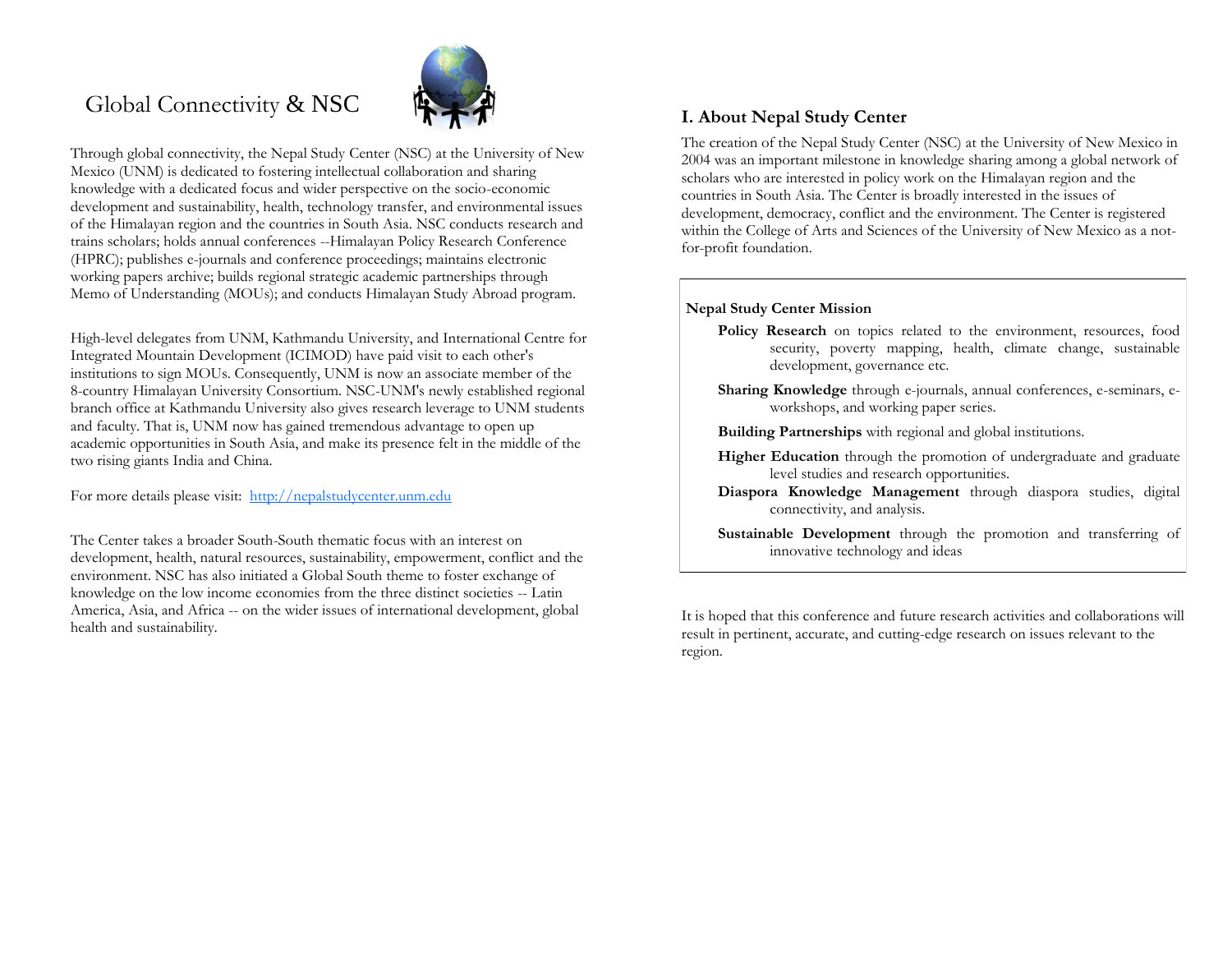# Global Connectivity & NSC

Through global connectivity, the Nepal Study Center (NSC) at the University of New Mexico (UNM) is dedicated to fostering intellectual collaboration and sharing knowledge with a dedicated focus and wider perspective on the socio-economic development and sustainability, health, technology transfer, and environmental issues of the Himalayan region and the countries in South Asia. NSC conducts research and trains scholars; holds annual conferences --Himalayan Policy Research Conference (HPRC); publishes e-journals and conference proceedings; maintains electronic working papers archive; builds regional strategic academic partnerships through Memo of Understanding (MOUs); and conducts Himalayan Study Abroad program.

High-level delegates from UNM, Kathmandu University, and International Centre for Integrated Mountain Development (ICIMOD) have paid visit to each other's institutions to sign MOUs. Consequently, UNM is now an associate member of the 8-country Himalayan University Consortium. NSC-UNM's newly established regional branch office at Kathmandu University also gives research leverage to UNM students and faculty. That is, UNM now has gained tremendous advantage to open up academic opportunities in South Asia, and make its presence felt in the middle of the two rising giants India and China.

For more details please visit: [http://nepalstudycenter.unm.edu](http://nepalstudycenter.unm.edu)

The Center takes a broader South-South thematic focus with an interest on development, health, natural resources, sustainability, empowerment, conflict and the environment. NSC has also initiated a Global South theme to foster exchange of knowledge on the low income economies from the three distinct societies -- Latin America, Asia, and Africa -- on the wider issues of international development, global health and sustainability.

## I. About Nepal Study Center

The creation of the Nepal Study Center (NSC) at the University of New Mexico in 2004 was an important milestone in knowledge sharing among a global network of scholars who are interested in policy work on the Himalayan region and the countries in South Asia. The Center is broadly interested in the issues of development, democracy, conflict and the environment. The Center is registered within the College of Arts and Sciences of the University of New Mexico as a not-for-profit foundation.

**Nepal Study Center Mission**

- **Policy Research** on topics related to the environment, resources, food security, poverty mapping, health, climate change, sustainable development, governance etc.
- **Sharing Knowledge** through e-journals, annual conferences, e-seminars, e-workshops, and working paper series.
- **Building Partnerships** with regional and global institutions.
- **Higher Education** through the promotion of undergraduate and graduate level studies and research opportunities.
- **Diaspora Knowledge Management** through diaspora studies, digital connectivity, and analysis.
- **Sustainable Development** through the promotion and transferring of innovative technology and ideas

It is hoped that this conference and future research activities and collaborations will result in pertinent, accurate, and cutting-edge research on issues relevant to the region.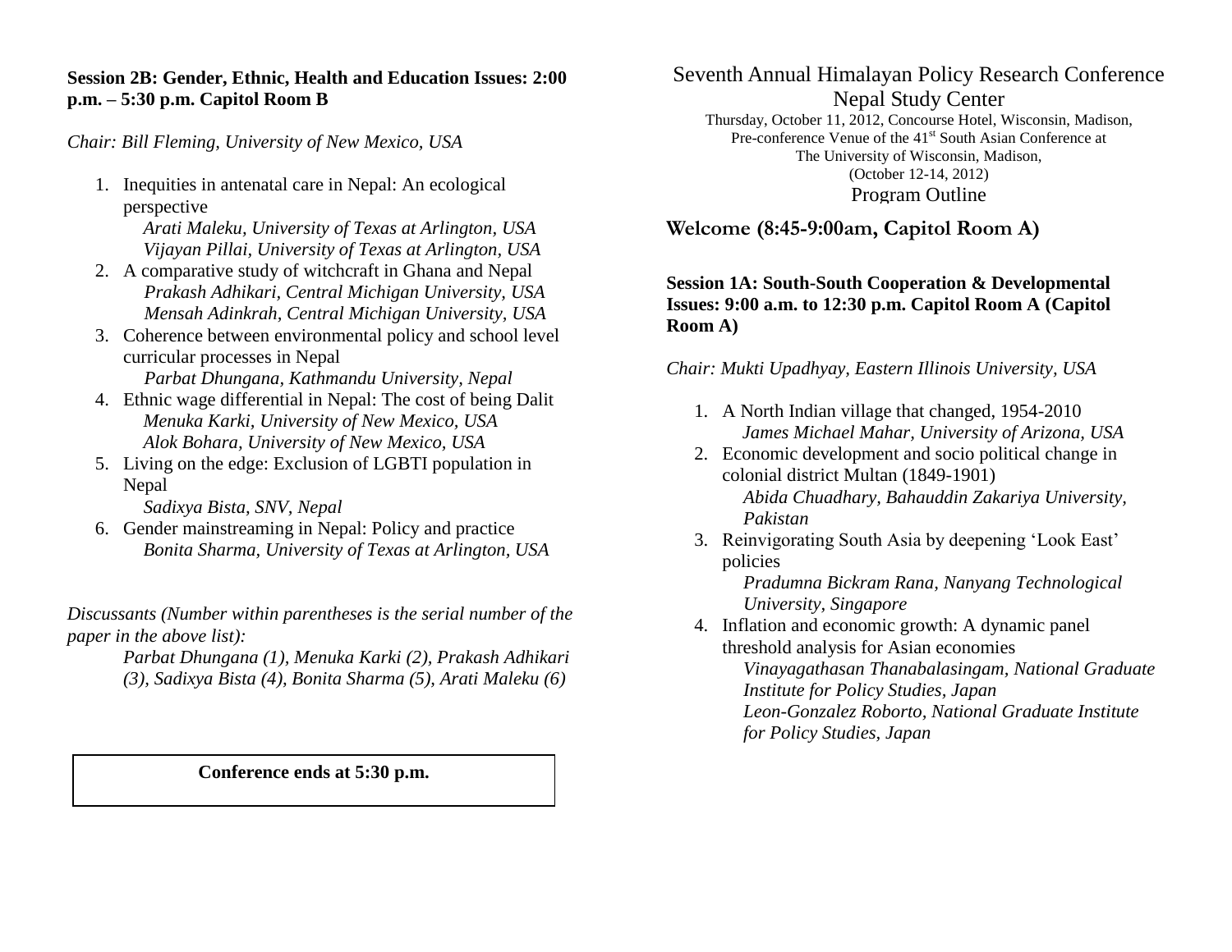### Session 2B: Gender, Ethnic, Health and Education Issues: 2:00 p.m. – 5:30 p.m. Capitol Room B

*Chair: Bill Fleming, University of New Mexico, USA*

1. Inequities in antenatal care in Nepal: An ecological perspective
   *Arati Maleku, University of Texas at Arlington, USA*
   *Vijayan Pillai, University of Texas at Arlington, USA*
2. A comparative study of witchcraft in Ghana and Nepal
   *Prakash Adhikari, Central Michigan University, USA*
   *Mensah Adinkrah, Central Michigan University, USA*
3. Coherence between environmental policy and school level curricular processes in Nepal
   *Parbat Dhungana, Kathmandu University, Nepal*
4. Ethnic wage differential in Nepal: The cost of being Dalit
   *Menuka Karki, University of New Mexico, USA*
   *Alok Bohara, University of New Mexico, USA*
5. Living on the edge: Exclusion of LGBTI population in Nepal
   *Sadixya Bista, SNV, Nepal*
6. Gender mainstreaming in Nepal: Policy and practice
   *Bonita Sharma, University of Texas at Arlington, USA*

*Discussants (Number within parentheses is the serial number of the paper in the above list):*

*Parbat Dhungana (1), Menuka Karki (2), Prakash Adhikari (3), Sadixya Bista (4), Bonita Sharma (5), Arati Maleku (6)*

**Conference ends at 5:30 p.m.**

# Seventh Annual Himalayan Policy Research Conference

## Nepal Study Center

Thursday, October 11, 2012, Concourse Hotel, Wisconsin, Madison,
Pre-conference Venue of the 41st South Asian Conference at
The University of Wisconsin, Madison,
(October 12-14, 2012)

Program Outline

## Welcome (8:45-9:00am, Capitol Room A)

### Session 1A: South-South Cooperation & Developmental Issues: 9:00 a.m. to 12:30 p.m. Capitol Room A (Capitol Room A)

*Chair: Mukti Upadhyay, Eastern Illinois University, USA*

1. A North Indian village that changed, 1954-2010
   *James Michael Mahar, University of Arizona, USA*
2. Economic development and socio political change in colonial district Multan (1849-1901)
   *Abida Chuadhary, Bahauddin Zakariya University, Pakistan*
3. Reinvigorating South Asia by deepening 'Look East' policies
   *Pradumna Bickram Rana, Nanyang Technological University, Singapore*
4. Inflation and economic growth: A dynamic panel threshold analysis for Asian economies
   *Vinayagathasan Thanabalasingam, National Graduate Institute for Policy Studies, Japan*
   *Leon-Gonzalez Roborto, National Graduate Institute for Policy Studies, Japan*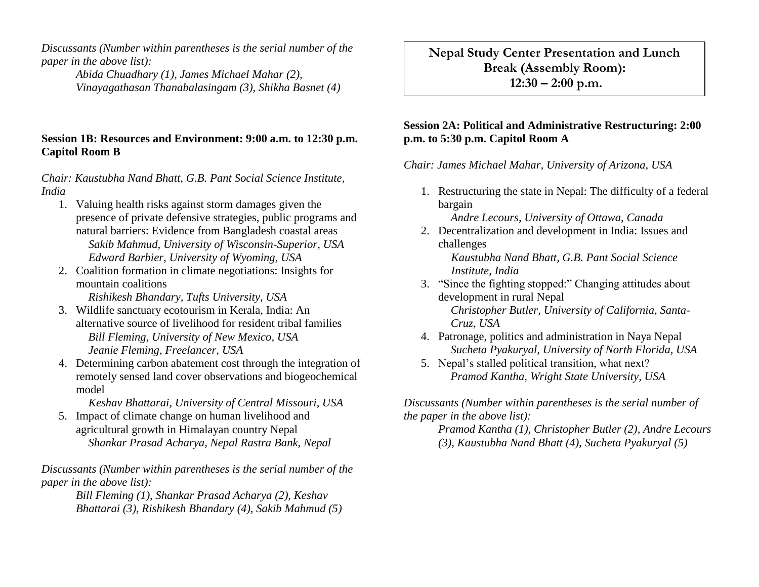*Discussants (Number within parentheses is the serial number of the paper in the above list):*

*Abida Chuadhary (1), James Michael Mahar (2), Vinayagathasan Thanabalasingam (3), Shikha Basnet (4)*

**Session 1B: Resources and Environment: 9:00 a.m. to 12:30 p.m. Capitol Room B**

*Chair: Kaustubha Nand Bhatt, G.B. Pant Social Science Institute, India*

1. Valuing health risks against storm damages given the presence of private defensive strategies, public programs and natural barriers: Evidence from Bangladesh coastal areas
   *Sakib Mahmud, University of Wisconsin-Superior, USA*
   *Edward Barbier, University of Wyoming, USA*
2. Coalition formation in climate negotiations: Insights for mountain coalitions
   *Rishikesh Bhandary, Tufts University, USA*
3. Wildlife sanctuary ecotourism in Kerala, India: An alternative source of livelihood for resident tribal families
   *Bill Fleming, University of New Mexico, USA*
   *Jeanie Fleming, Freelancer, USA*
4. Determining carbon abatement cost through the integration of remotely sensed land cover observations and biogeochemical model
   *Keshav Bhattarai, University of Central Missouri, USA*
5. Impact of climate change on human livelihood and agricultural growth in Himalayan country Nepal
   *Shankar Prasad Acharya, Nepal Rastra Bank, Nepal*

*Discussants (Number within parentheses is the serial number of the paper in the above list):*

*Bill Fleming (1), Shankar Prasad Acharya (2), Keshav Bhattarai (3), Rishikesh Bhandary (4), Sakib Mahmud (5)*

**Nepal Study Center Presentation and Lunch Break (Assembly Room): 12:30 – 2:00 p.m.**

**Session 2A: Political and Administrative Restructuring: 2:00 p.m. to 5:30 p.m. Capitol Room A**

*Chair: James Michael Mahar, University of Arizona, USA*

1. Restructuring the state in Nepal: The difficulty of a federal bargain
   *Andre Lecours, University of Ottawa, Canada*
2. Decentralization and development in India: Issues and challenges
   *Kaustubha Nand Bhatt, G.B. Pant Social Science Institute, India*
3. "Since the fighting stopped:" Changing attitudes about development in rural Nepal
   *Christopher Butler, University of California, Santa-Cruz, USA*
4. Patronage, politics and administration in Naya Nepal
   *Sucheta Pyakuryal, University of North Florida, USA*
5. Nepal's stalled political transition, what next?
   *Pramod Kantha, Wright State University, USA*

*Discussants (Number within parentheses is the serial number of the paper in the above list):*

*Pramod Kantha (1), Christopher Butler (2), Andre Lecours (3), Kaustubha Nand Bhatt (4), Sucheta Pyakuryal (5)*